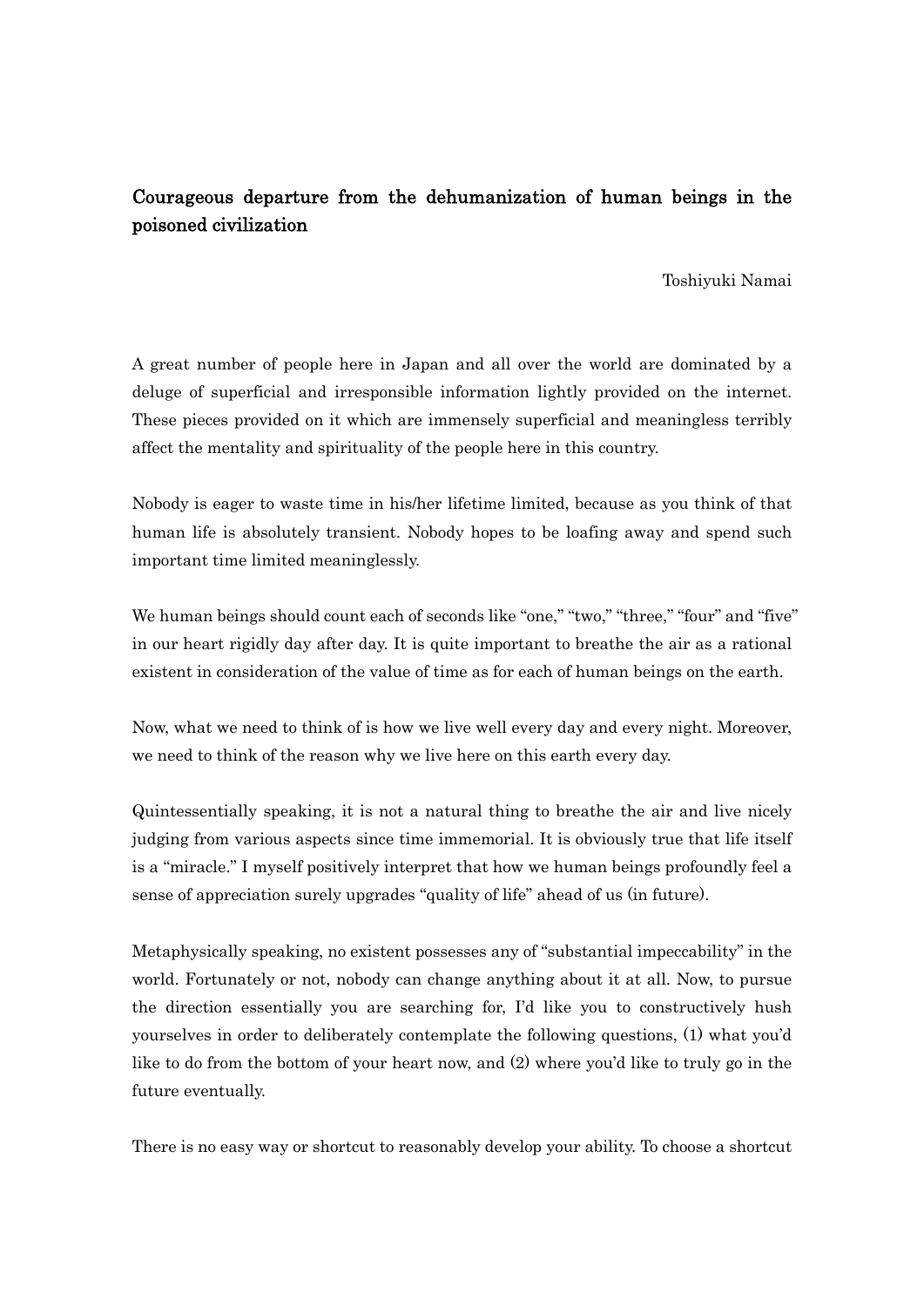# Courageous departure from the dehumanization of human beings in the poisoned civilization

Toshiyuki Namai

A great number of people here in Japan and all over the world are dominated by a deluge of superficial and irresponsible information lightly provided on the internet. These pieces provided on it which are immensely superficial and meaningless terribly affect the mentality and spirituality of the people here in this country.

Nobody is eager to waste time in his/her lifetime limited, because as you think of that human life is absolutely transient. Nobody hopes to be loafing away and spend such important time limited meaninglessly.

We human beings should count each of seconds like "one," "two," "three," "four" and "five" in our heart rigidly day after day. It is quite important to breathe the air as a rational existent in consideration of the value of time as for each of human beings on the earth.

Now, what we need to think of is how we live well every day and every night. Moreover, we need to think of the reason why we live here on this earth every day.

Quintessentially speaking, it is not a natural thing to breathe the air and live nicely judging from various aspects since time immemorial. It is obviously true that life itself is a "miracle." I myself positively interpret that how we human beings profoundly feel a sense of appreciation surely upgrades "quality of life" ahead of us (in future).

Metaphysically speaking, no existent possesses any of "substantial impeccability" in the world. Fortunately or not, nobody can change anything about it at all. Now, to pursue the direction essentially you are searching for, I'd like you to constructively hush yourselves in order to deliberately contemplate the following questions, (1) what you'd like to do from the bottom of your heart now, and (2) where you'd like to truly go in the future eventually.

There is no easy way or shortcut to reasonably develop your ability. To choose a shortcut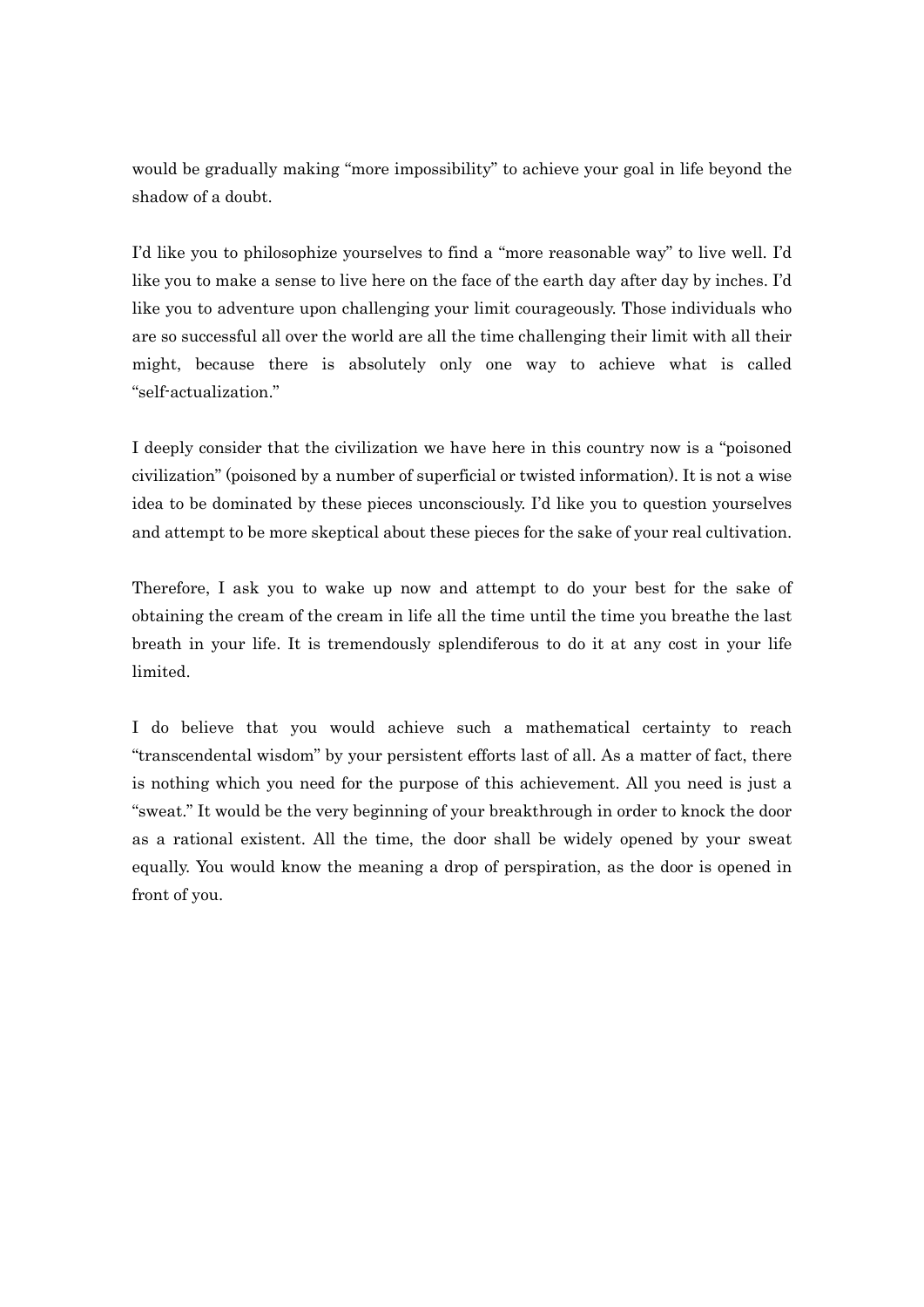would be gradually making "more impossibility" to achieve your goal in life beyond the shadow of a doubt.

I'd like you to philosophize yourselves to find a "more reasonable way" to live well. I'd like you to make a sense to live here on the face of the earth day after day by inches. I'd like you to adventure upon challenging your limit courageously. Those individuals who are so successful all over the world are all the time challenging their limit with all their might, because there is absolutely only one way to achieve what is called "self-actualization."

I deeply consider that the civilization we have here in this country now is a "poisoned civilization" (poisoned by a number of superficial or twisted information). It is not a wise idea to be dominated by these pieces unconsciously. I'd like you to question yourselves and attempt to be more skeptical about these pieces for the sake of your real cultivation.

Therefore, I ask you to wake up now and attempt to do your best for the sake of obtaining the cream of the cream in life all the time until the time you breathe the last breath in your life. It is tremendously splendiferous to do it at any cost in your life limited.

I do believe that you would achieve such a mathematical certainty to reach "transcendental wisdom" by your persistent efforts last of all. As a matter of fact, there is nothing which you need for the purpose of this achievement. All you need is just a "sweat." It would be the very beginning of your breakthrough in order to knock the door as a rational existent. All the time, the door shall be widely opened by your sweat equally. You would know the meaning a drop of perspiration, as the door is opened in front of you.